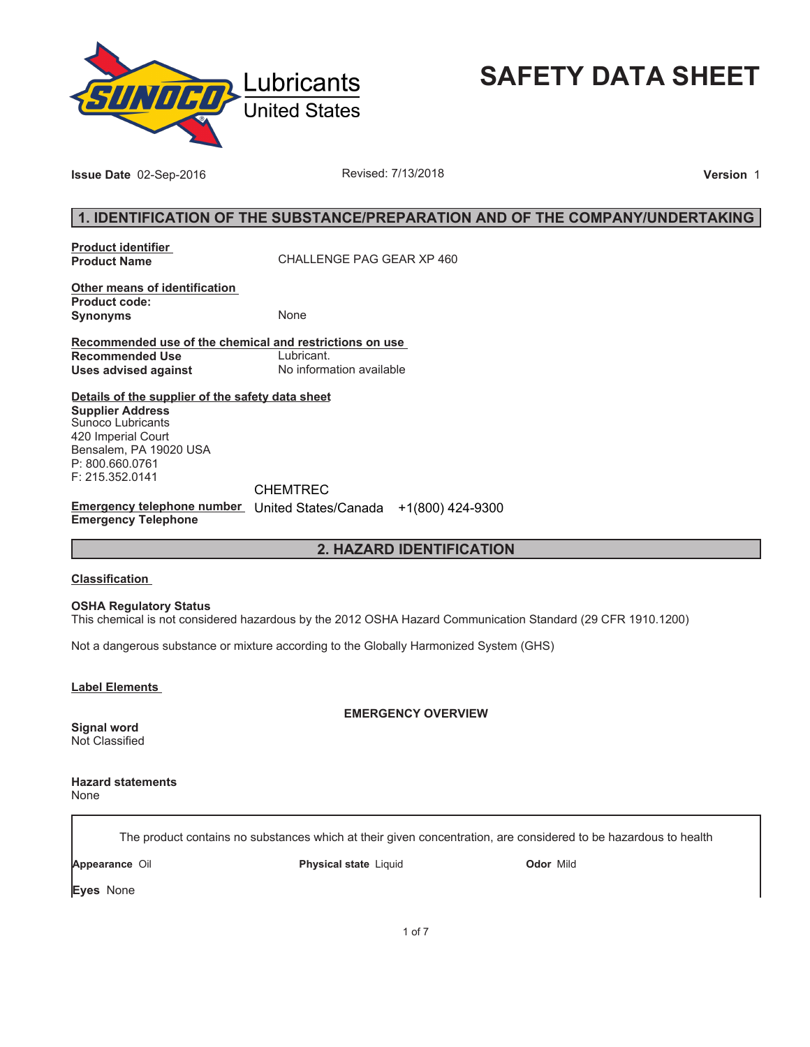Lubricants
United States

# SAFETY DATA SHEET

**Issue Date** 02-Sep-2016 Revised: 7/13/2018 **Version** 1

## 1. IDENTIFICATION OF THE SUBSTANCE/PREPARATION AND OF THE COMPANY/UNDERTAKING

**Product identifier**
**Product Name** CHALLENGE PAG GEAR XP 460

**Other means of identification**
**Product code:**
**Synonyms** None

**Recommended use of the chemical and restrictions on use**
**Recommended Use** Lubricant.
**Uses advised against** No information available

**Details of the supplier of the safety data sheet**
**Supplier Address**
Sunoco Lubricants
420 Imperial Court
Bensalem, PA 19020 USA
P: 800.660.0761
F: 215.352.0141

**Emergency telephone number**
**Emergency Telephone** CHEMTREC
United States/Canada +1(800) 424-9300

## 2. HAZARD IDENTIFICATION

**Classification**

**OSHA Regulatory Status**
This chemical is not considered hazardous by the 2012 OSHA Hazard Communication Standard (29 CFR 1910.1200)

Not a dangerous substance or mixture according to the Globally Harmonized System (GHS)

**Label Elements**

**EMERGENCY OVERVIEW**

**Signal word**
Not Classified

**Hazard statements**
None

The product contains no substances which at their given concentration, are considered to be hazardous to health

**Appearance** Oil **Physical state** Liquid **Odor** Mild

**Eyes** None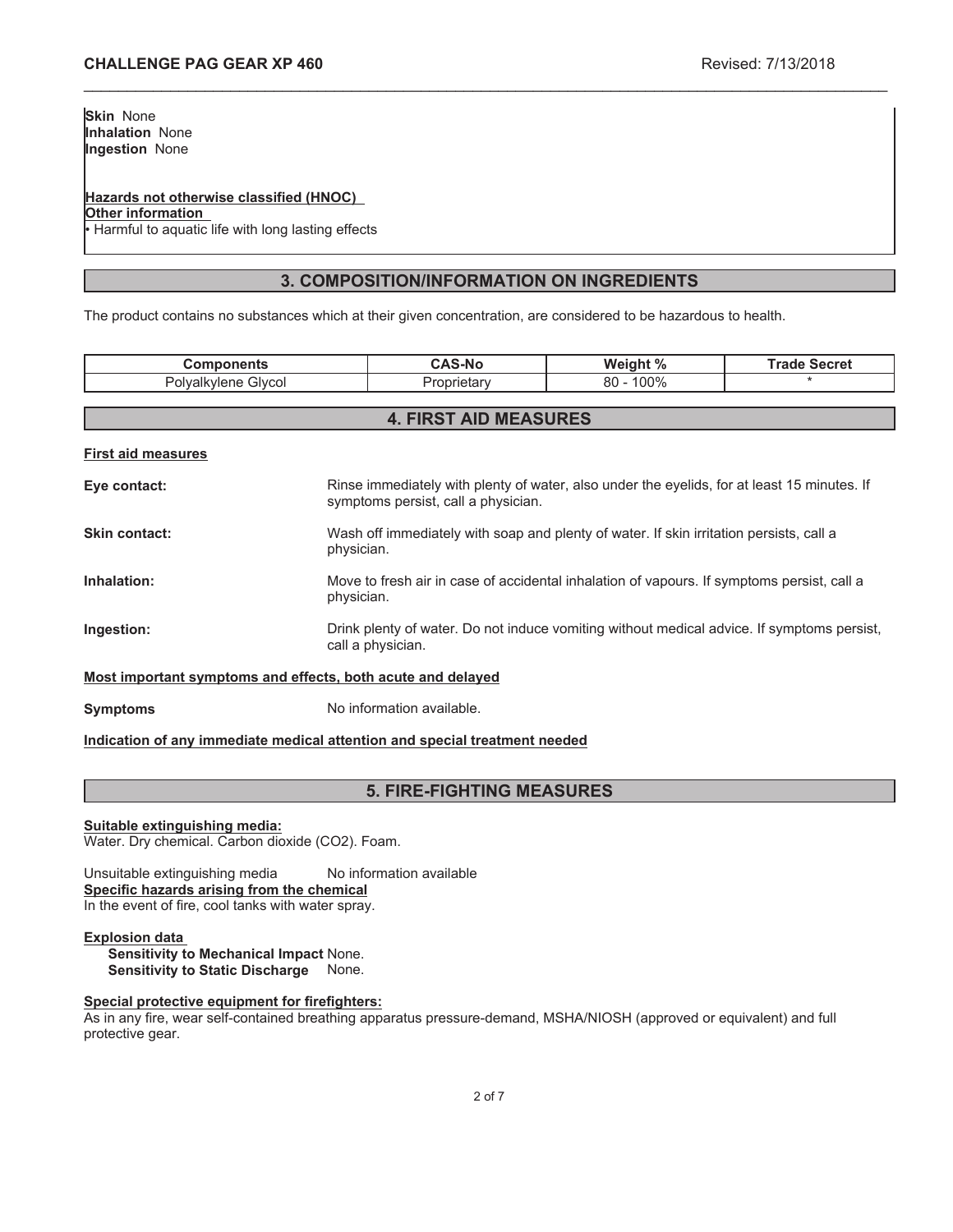**Skin** None
**Inhalation** None
**Ingestion** None

**Hazards not otherwise classified (HNOC)**
**Other information**
• Harmful to aquatic life with long lasting effects

## 3. COMPOSITION/INFORMATION ON INGREDIENTS

The product contains no substances which at their given concentration, are considered to be hazardous to health.

| Components | CAS-No | Weight % | Trade Secret |
|---|---|---|---|
| Polyalkylene Glycol | Proprietary | 80 - 100% | * |

## 4. FIRST AID MEASURES

**First aid measures**

**Eye contact:** Rinse immediately with plenty of water, also under the eyelids, for at least 15 minutes. If symptoms persist, call a physician.

**Skin contact:** Wash off immediately with soap and plenty of water. If skin irritation persists, call a physician.

**Inhalation:** Move to fresh air in case of accidental inhalation of vapours. If symptoms persist, call a physician.

**Ingestion:** Drink plenty of water. Do not induce vomiting without medical advice. If symptoms persist, call a physician.

**Most important symptoms and effects, both acute and delayed**

**Symptoms** No information available.

**Indication of any immediate medical attention and special treatment needed**

## 5. FIRE-FIGHTING MEASURES

**Suitable extinguishing media:**
Water. Dry chemical. Carbon dioxide ($CO_2$). Foam.

Unsuitable extinguishing media No information available
**Specific hazards arising from the chemical**
In the event of fire, cool tanks with water spray.

**Explosion data**
**Sensitivity to Mechanical Impact** None.
**Sensitivity to Static Discharge** None.

**Special protective equipment for firefighters:**
As in any fire, wear self-contained breathing apparatus pressure-demand, MSHA/NIOSH (approved or equivalent) and full protective gear.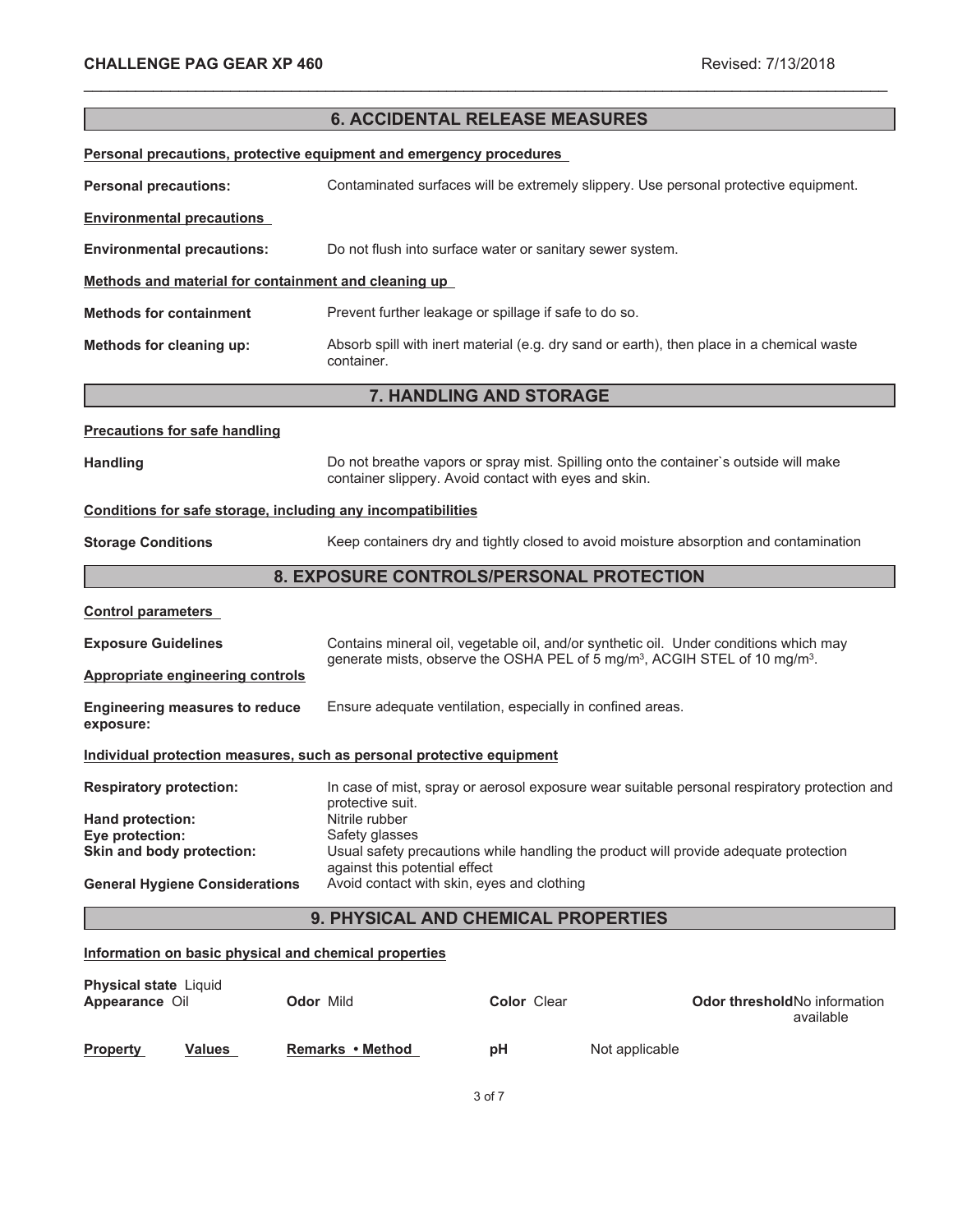## 6. ACCIDENTAL RELEASE MEASURES

**Personal precautions, protective equipment and emergency procedures**

**Personal precautions:** Contaminated surfaces will be extremely slippery. Use personal protective equipment.

**Environmental precautions**

**Environmental precautions:** Do not flush into surface water or sanitary sewer system.

**Methods and material for containment and cleaning up**

**Methods for containment** Prevent further leakage or spillage if safe to do so.

**Methods for cleaning up:** Absorb spill with inert material (e.g. dry sand or earth), then place in a chemical waste container.

## 7. HANDLING AND STORAGE

**Precautions for safe handling**

**Handling** Do not breathe vapors or spray mist. Spilling onto the container`s outside will make container slippery. Avoid contact with eyes and skin.

**Conditions for safe storage, including any incompatibilities**

**Storage Conditions** Keep containers dry and tightly closed to avoid moisture absorption and contamination

## 8. EXPOSURE CONTROLS/PERSONAL PROTECTION

**Control parameters**

**Exposure Guidelines** Contains mineral oil, vegetable oil, and/or synthetic oil. Under conditions which may generate mists, observe the OSHA PEL of 5 mg/m$^3$, ACGIH STEL of 10 mg/m$^3$.

**Appropriate engineering controls**

**Engineering measures to reduce exposure:** Ensure adequate ventilation, especially in confined areas.

**Individual protection measures, such as personal protective equipment**

**Respiratory protection:** In case of mist, spray or aerosol exposure wear suitable personal respiratory protection and protective suit.

**Hand protection:** Nitrile rubber

**Eye protection:** Safety glasses

**Skin and body protection:** Usual safety precautions while handling the product will provide adequate protection against this potential effect

**General Hygiene Considerations** Avoid contact with skin, eyes and clothing

## 9. PHYSICAL AND CHEMICAL PROPERTIES

**Information on basic physical and chemical properties**

**Physical state** Liquid

**Appearance** Oil **Odor** Mild **Color** Clear **Odor threshold** No information available

| Property | Values | Remarks • Method |
|---|---|---|
| pH | Not applicable | |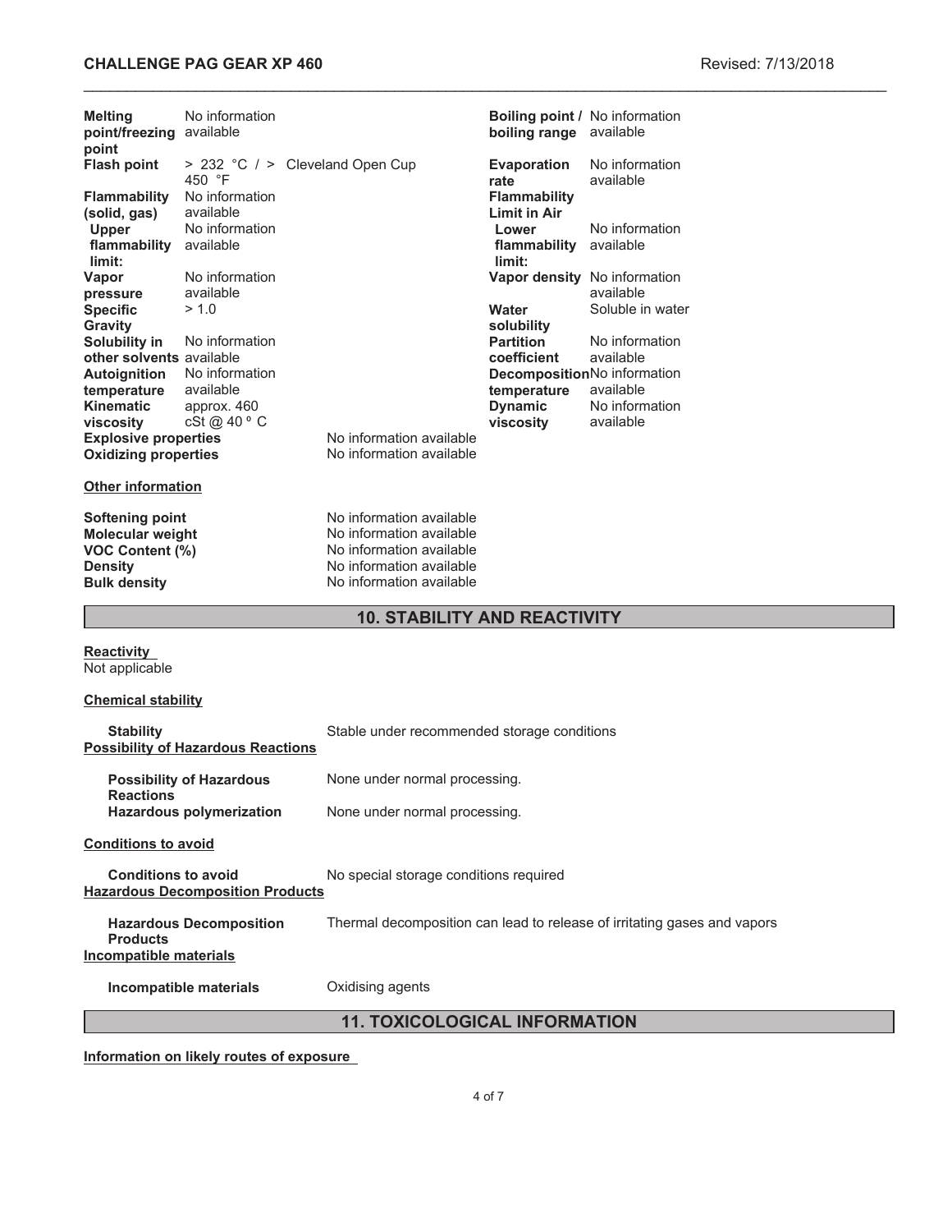| Property | Value | | Property | Value |
|---|---|---|---|---|
| **Melting point/freezing point** | No information available | | **Boiling point / boiling range** | No information available |
| **Flash point** | > 232 °C / > 450 °F | Cleveland Open Cup | **Evaporation rate** | No information available |
| **Flammability (solid, gas)** | No information available | | **Flammability Limit in Air** | |
| **Upper flammability limit:** | No information available | | **Lower flammability limit:** | No information available |
| **Vapor pressure** | No information available | | **Vapor density** | No information available |
| **Specific Gravity** | > 1.0 | | **Water solubility** | Soluble in water |
| **Solubility in other solvents** | No information available | | **Partition coefficient** | No information available |
| **Autoignition temperature** | No information available | | **Decomposition temperature** | No information available |
| **Kinematic viscosity** | approx. 460 cSt @ 40 º C | | **Dynamic viscosity** | No information available |
| **Explosive properties** | | No information available | | |
| **Oxidizing properties** | | No information available | | |

**Other information**

| | |
|---|---|
| **Softening point** | No information available |
| **Molecular weight** | No information available |
| **VOC Content (%)** | No information available |
| **Density** | No information available |
| **Bulk density** | No information available |

## 10. STABILITY AND REACTIVITY

**Reactivity**

Not applicable

**Chemical stability**

**Stability** — Stable under recommended storage conditions

**Possibility of Hazardous Reactions**

**Possibility of Hazardous Reactions** — None under normal processing.

**Hazardous polymerization** — None under normal processing.

**Conditions to avoid**

**Conditions to avoid** — No special storage conditions required

**Hazardous Decomposition Products**

**Hazardous Decomposition Products** — Thermal decomposition can lead to release of irritating gases and vapors

**Incompatible materials**

**Incompatible materials** — Oxidising agents

## 11. TOXICOLOGICAL INFORMATION

**Information on likely routes of exposure**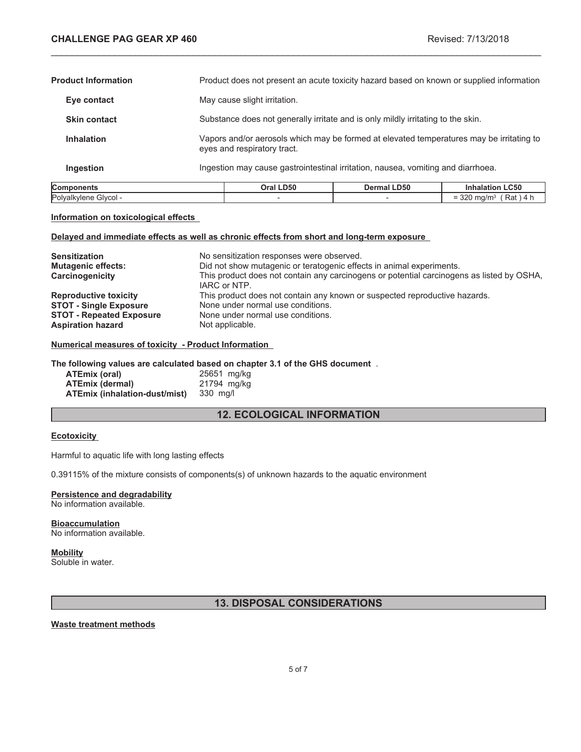**Product Information** Product does not present an acute toxicity hazard based on known or supplied information

**Eye contact** May cause slight irritation.

**Skin contact** Substance does not generally irritate and is only mildly irritating to the skin.

**Inhalation** Vapors and/or aerosols which may be formed at elevated temperatures may be irritating to eyes and respiratory tract.

**Ingestion** Ingestion may cause gastrointestinal irritation, nausea, vomiting and diarrhoea.

| Components | Oral LD50 | Dermal LD50 | Inhalation LC50 |
|---|---|---|---|
| Polyalkylene Glycol - | - | - | = 320 mg/m³ ( Rat ) 4 h |

**Information on toxicological effects**

**Delayed and immediate effects as well as chronic effects from short and long-term exposure**

**Sensitization** No sensitization responses were observed.
**Mutagenic effects:** Did not show mutagenic or teratogenic effects in animal experiments.
**Carcinogenicity** This product does not contain any carcinogens or potential carcinogens as listed by OSHA, IARC or NTP.
**Reproductive toxicity** This product does not contain any known or suspected reproductive hazards.
**STOT - Single Exposure** None under normal use conditions.
**STOT - Repeated Exposure** None under normal use conditions.
**Aspiration hazard** Not applicable.

**Numerical measures of toxicity - Product Information**

**The following values are calculated based on chapter 3.1 of the GHS document** .

**ATEmix (oral)** 25651 mg/kg
**ATEmix (dermal)** 21794 mg/kg
**ATEmix (inhalation-dust/mist)** 330 mg/l

## 12. ECOLOGICAL INFORMATION

**Ecotoxicity**

Harmful to aquatic life with long lasting effects

0.39115% of the mixture consists of components(s) of unknown hazards to the aquatic environment

**Persistence and degradability**
No information available.

**Bioaccumulation**
No information available.

**Mobility**
Soluble in water.

## 13. DISPOSAL CONSIDERATIONS

**Waste treatment methods**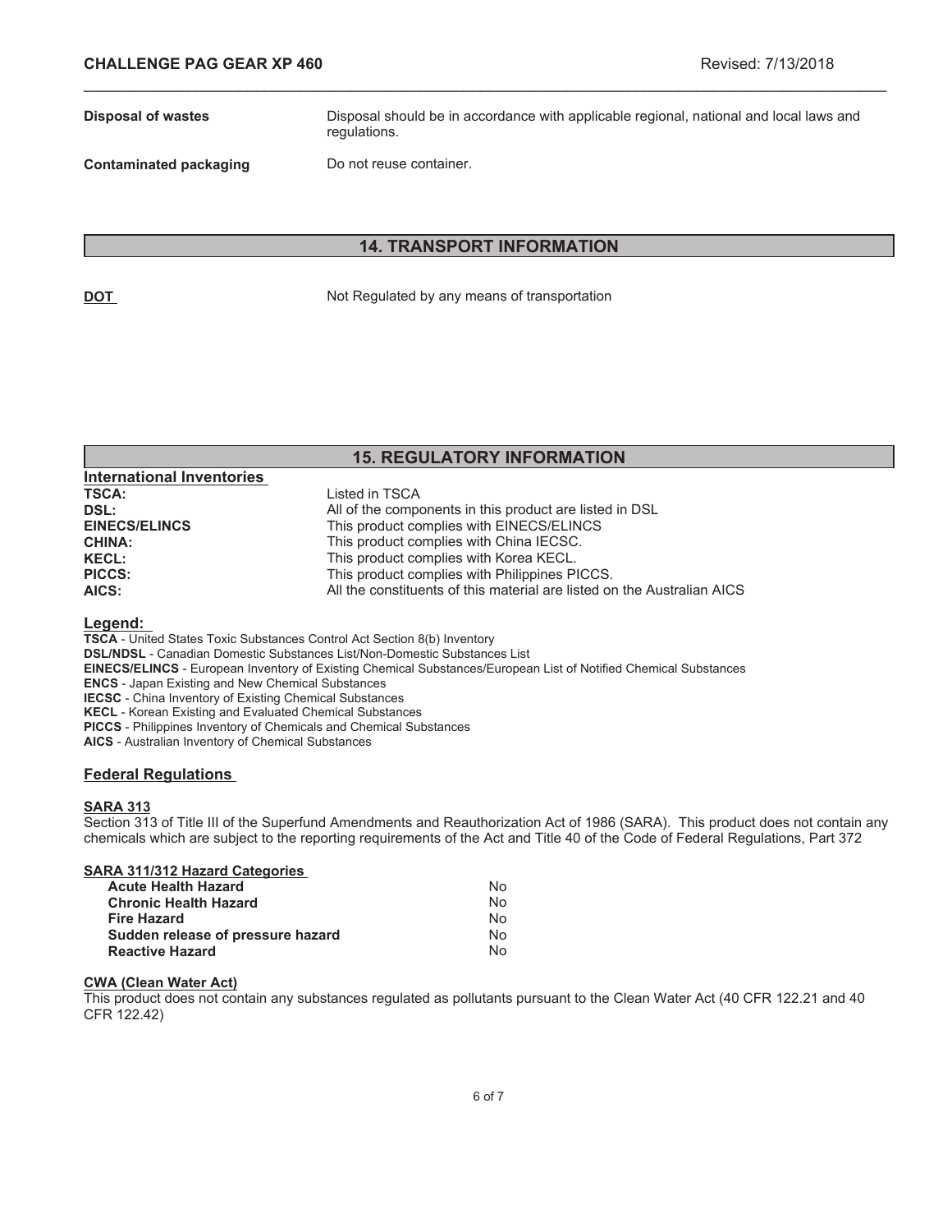| | |
|---|---|
| **Disposal of wastes** | Disposal should be in accordance with applicable regional, national and local laws and regulations. |
| **Contaminated packaging** | Do not reuse container. |

## 14. TRANSPORT INFORMATION

| | |
|---|---|
| **DOT** | Not Regulated by any means of transportation |

## 15. REGULATORY INFORMATION

### International Inventories

| | |
|---|---|
| **TSCA:** | Listed in TSCA |
| **DSL:** | All of the components in this product are listed in DSL |
| **EINECS/ELINCS** | This product complies with EINECS/ELINCS |
| **CHINA:** | This product complies with China IECSC. |
| **KECL:** | This product complies with Korea KECL. |
| **PICCS:** | This product complies with Philippines PICCS. |
| **AICS:** | All the constituents of this material are listed on the Australian AICS |

### Legend:

**TSCA** - United States Toxic Substances Control Act Section 8(b) Inventory
**DSL/NDSL** - Canadian Domestic Substances List/Non-Domestic Substances List
**EINECS/ELINCS** - European Inventory of Existing Chemical Substances/European List of Notified Chemical Substances
**ENCS** - Japan Existing and New Chemical Substances
**IECSC** - China Inventory of Existing Chemical Substances
**KECL** - Korean Existing and Evaluated Chemical Substances
**PICCS** - Philippines Inventory of Chemicals and Chemical Substances
**AICS** - Australian Inventory of Chemical Substances

### Federal Regulations

#### SARA 313

Section 313 of Title III of the Superfund Amendments and Reauthorization Act of 1986 (SARA). This product does not contain any chemicals which are subject to the reporting requirements of the Act and Title 40 of the Code of Federal Regulations, Part 372

#### SARA 311/312 Hazard Categories

| | |
|---|---|
| **Acute Health Hazard** | No |
| **Chronic Health Hazard** | No |
| **Fire Hazard** | No |
| **Sudden release of pressure hazard** | No |
| **Reactive Hazard** | No |

#### CWA (Clean Water Act)

This product does not contain any substances regulated as pollutants pursuant to the Clean Water Act (40 CFR 122.21 and 40 CFR 122.42)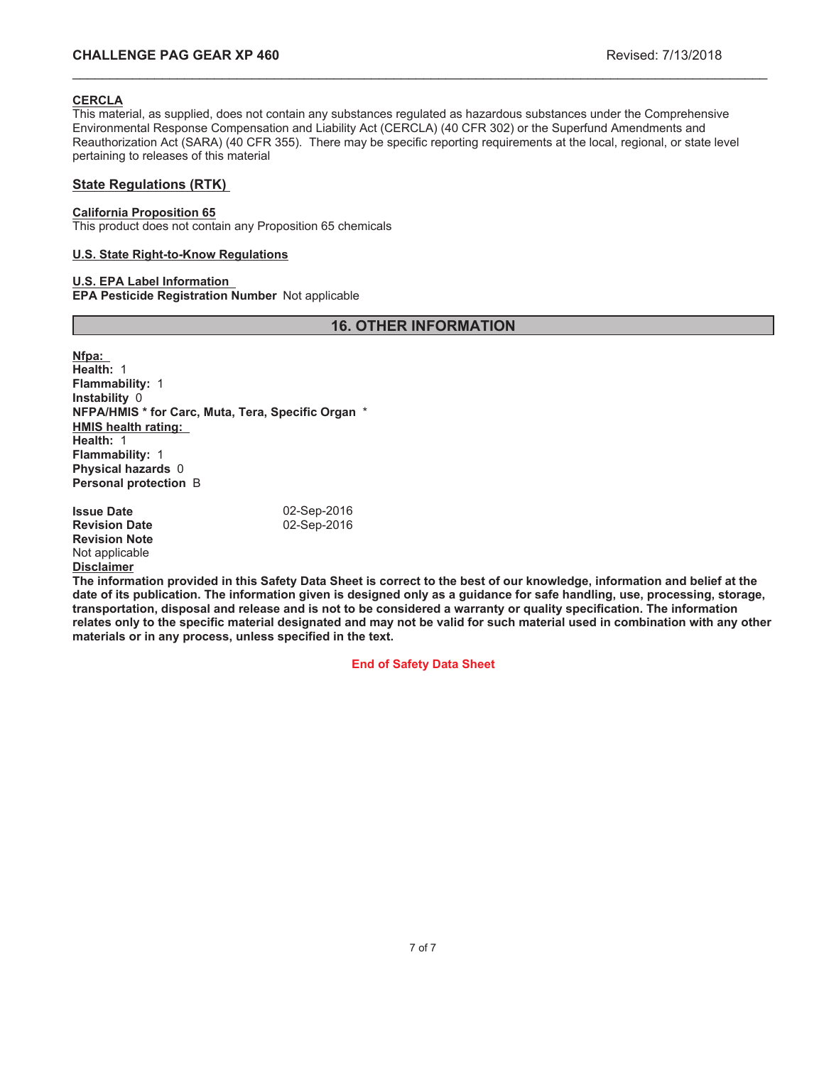**CERCLA**
This material, as supplied, does not contain any substances regulated as hazardous substances under the Comprehensive Environmental Response Compensation and Liability Act (CERCLA) (40 CFR 302) or the Superfund Amendments and Reauthorization Act (SARA) (40 CFR 355). There may be specific reporting requirements at the local, regional, or state level pertaining to releases of this material

### State Regulations (RTK)

**California Proposition 65**
This product does not contain any Proposition 65 chemicals

**U.S. State Right-to-Know Regulations**

**U.S. EPA Label Information**
**EPA Pesticide Registration Number** Not applicable

## 16. OTHER INFORMATION

**Nfpa:**
**Health:** 1
**Flammability:** 1
**Instability** 0
**NFPA/HMIS * for Carc, Muta, Tera, Specific Organ** *
**HMIS health rating:**
**Health:** 1
**Flammability:** 1
**Physical hazards** 0
**Personal protection** B

**Issue Date** 02-Sep-2016
**Revision Date** 02-Sep-2016
**Revision Note**
Not applicable
**Disclaimer**
**The information provided in this Safety Data Sheet is correct to the best of our knowledge, information and belief at the date of its publication. The information given is designed only as a guidance for safe handling, use, processing, storage, transportation, disposal and release and is not to be considered a warranty or quality specification. The information relates only to the specific material designated and may not be valid for such material used in combination with any other materials or in any process, unless specified in the text.**

**End of Safety Data Sheet**